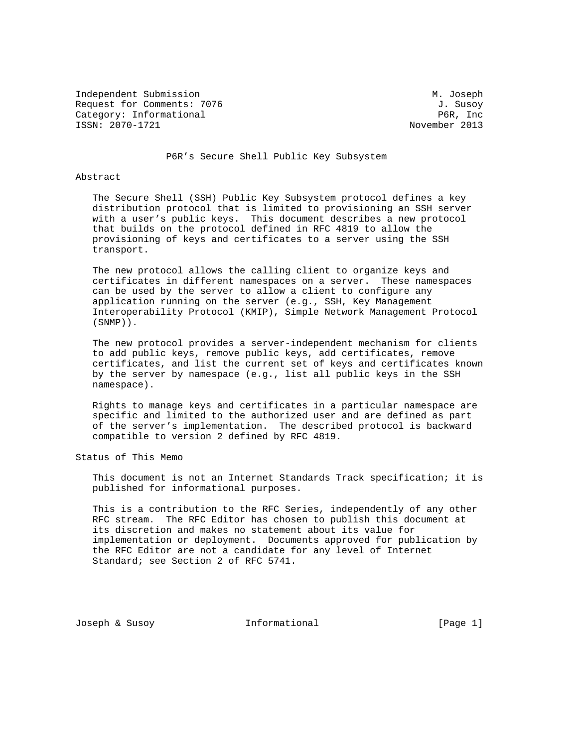Independent Submission M. Joseph
Request for Comments: 7076 J. Susoy
Category: Informational P6R, Inc
ISSN: 2070-1721 November 2013

# P6R's Secure Shell Public Key Subsystem

## Abstract

The Secure Shell (SSH) Public Key Subsystem protocol defines a key distribution protocol that is limited to provisioning an SSH server with a user's public keys. This document describes a new protocol that builds on the protocol defined in RFC 4819 to allow the provisioning of keys and certificates to a server using the SSH transport.

The new protocol allows the calling client to organize keys and certificates in different namespaces on a server. These namespaces can be used by the server to allow a client to configure any application running on the server (e.g., SSH, Key Management Interoperability Protocol (KMIP), Simple Network Management Protocol (SNMP)).

The new protocol provides a server-independent mechanism for clients to add public keys, remove public keys, add certificates, remove certificates, and list the current set of keys and certificates known by the server by namespace (e.g., list all public keys in the SSH namespace).

Rights to manage keys and certificates in a particular namespace are specific and limited to the authorized user and are defined as part of the server's implementation. The described protocol is backward compatible to version 2 defined by RFC 4819.

## Status of This Memo

This document is not an Internet Standards Track specification; it is published for informational purposes.

This is a contribution to the RFC Series, independently of any other RFC stream. The RFC Editor has chosen to publish this document at its discretion and makes no statement about its value for implementation or deployment. Documents approved for publication by the RFC Editor are not a candidate for any level of Internet Standard; see Section 2 of RFC 5741.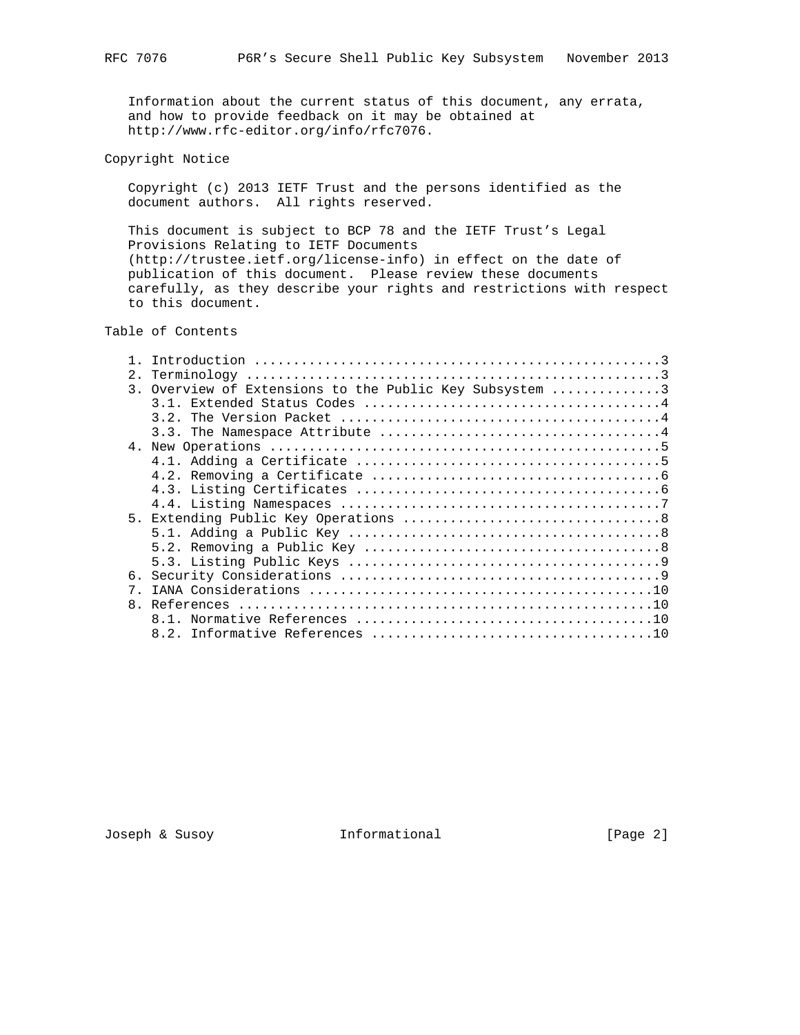Information about the current status of this document, any errata, and how to provide feedback on it may be obtained at http://www.rfc-editor.org/info/rfc7076.

## Copyright Notice

Copyright (c) 2013 IETF Trust and the persons identified as the document authors. All rights reserved.

This document is subject to BCP 78 and the IETF Trust's Legal Provisions Relating to IETF Documents (http://trustee.ietf.org/license-info) in effect on the date of publication of this document. Please review these documents carefully, as they describe your rights and restrictions with respect to this document.

## Table of Contents

```
   1. Introduction ....................................................3
   2. Terminology .....................................................3
   3. Overview of Extensions to the Public Key Subsystem ..............3
      3.1. Extended Status Codes ......................................4
      3.2. The Version Packet .........................................4
      3.3. The Namespace Attribute ....................................4
   4. New Operations ..................................................5
      4.1. Adding a Certificate .......................................5
      4.2. Removing a Certificate .....................................6
      4.3. Listing Certificates .......................................6
      4.4. Listing Namespaces .........................................7
   5. Extending Public Key Operations .................................8
      5.1. Adding a Public Key ........................................8
      5.2. Removing a Public Key ......................................8
      5.3. Listing Public Keys ........................................9
   6. Security Considerations .........................................9
   7. IANA Considerations ............................................10
   8. References .....................................................10
      8.1. Normative References ......................................10
      8.2. Informative References ....................................10
```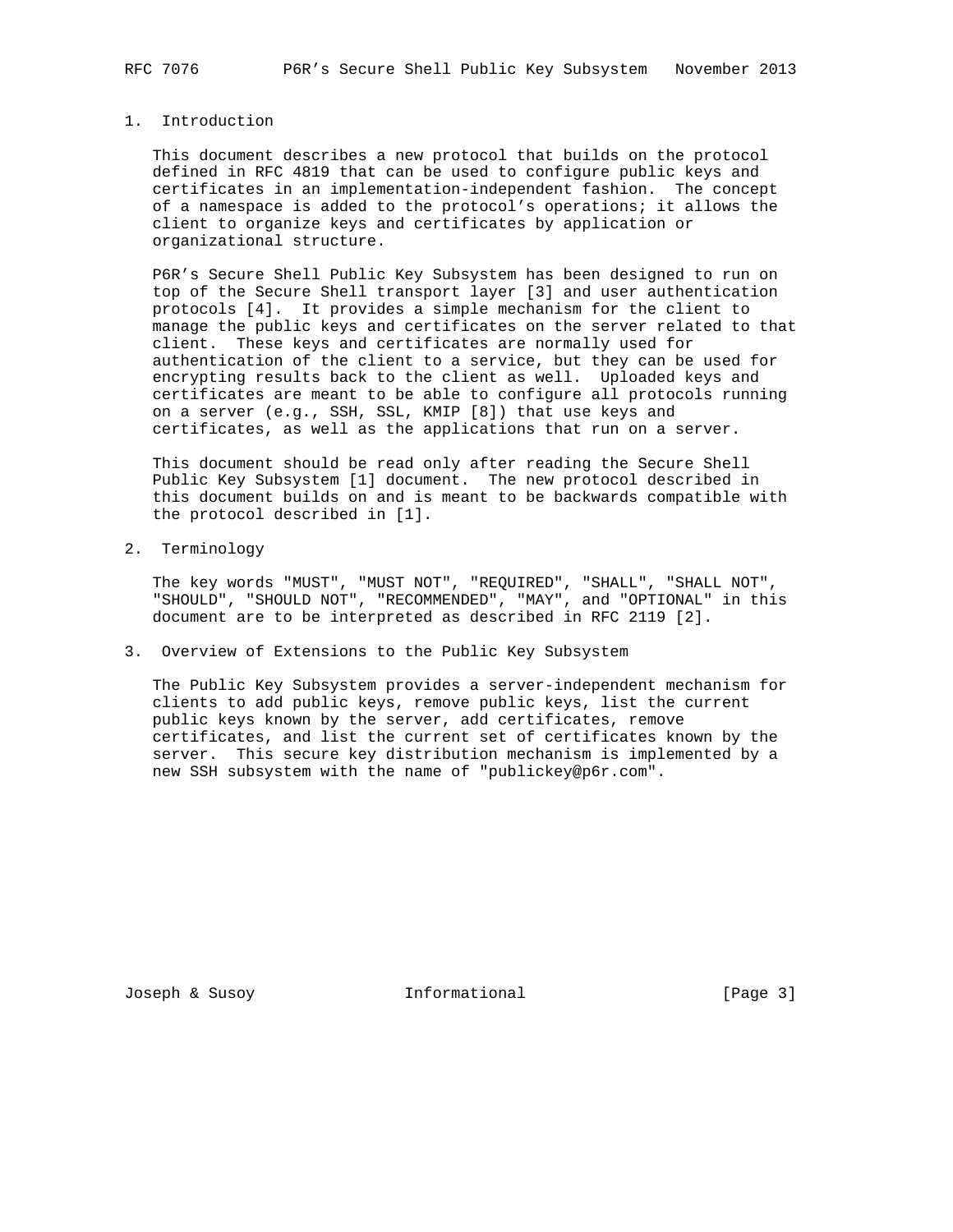## 1. Introduction

This document describes a new protocol that builds on the protocol defined in RFC 4819 that can be used to configure public keys and certificates in an implementation-independent fashion. The concept of a namespace is added to the protocol's operations; it allows the client to organize keys and certificates by application or organizational structure.

P6R's Secure Shell Public Key Subsystem has been designed to run on top of the Secure Shell transport layer [3] and user authentication protocols [4]. It provides a simple mechanism for the client to manage the public keys and certificates on the server related to that client. These keys and certificates are normally used for authentication of the client to a service, but they can be used for encrypting results back to the client as well. Uploaded keys and certificates are meant to be able to configure all protocols running on a server (e.g., SSH, SSL, KMIP [8]) that use keys and certificates, as well as the applications that run on a server.

This document should be read only after reading the Secure Shell Public Key Subsystem [1] document. The new protocol described in this document builds on and is meant to be backwards compatible with the protocol described in [1].

## 2. Terminology

The key words "MUST", "MUST NOT", "REQUIRED", "SHALL", "SHALL NOT", "SHOULD", "SHOULD NOT", "RECOMMENDED", "MAY", and "OPTIONAL" in this document are to be interpreted as described in RFC 2119 [2].

## 3. Overview of Extensions to the Public Key Subsystem

The Public Key Subsystem provides a server-independent mechanism for clients to add public keys, remove public keys, list the current public keys known by the server, add certificates, remove certificates, and list the current set of certificates known by the server. This secure key distribution mechanism is implemented by a new SSH subsystem with the name of "publickey@p6r.com".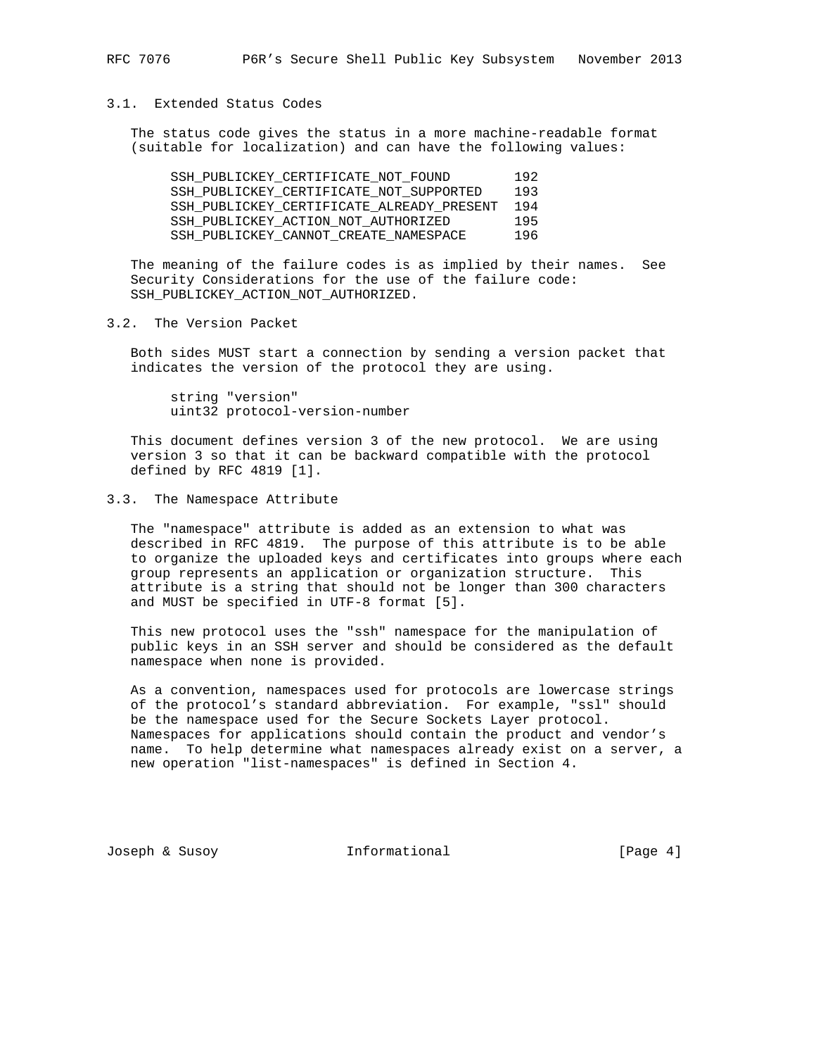### 3.1. Extended Status Codes

The status code gives the status in a more machine-readable format (suitable for localization) and can have the following values:

```
SSH_PUBLICKEY_CERTIFICATE_NOT_FOUND        192
SSH_PUBLICKEY_CERTIFICATE_NOT_SUPPORTED    193
SSH_PUBLICKEY_CERTIFICATE_ALREADY_PRESENT  194
SSH_PUBLICKEY_ACTION_NOT_AUTHORIZED        195
SSH_PUBLICKEY_CANNOT_CREATE_NAMESPACE      196
```

The meaning of the failure codes is as implied by their names. See Security Considerations for the use of the failure code: SSH_PUBLICKEY_ACTION_NOT_AUTHORIZED.

### 3.2. The Version Packet

Both sides MUST start a connection by sending a version packet that indicates the version of the protocol they are using.

```
string "version"
uint32 protocol-version-number
```

This document defines version 3 of the new protocol. We are using version 3 so that it can be backward compatible with the protocol defined by RFC 4819 [1].

### 3.3. The Namespace Attribute

The "namespace" attribute is added as an extension to what was described in RFC 4819. The purpose of this attribute is to be able to organize the uploaded keys and certificates into groups where each group represents an application or organization structure. This attribute is a string that should not be longer than 300 characters and MUST be specified in UTF-8 format [5].

This new protocol uses the "ssh" namespace for the manipulation of public keys in an SSH server and should be considered as the default namespace when none is provided.

As a convention, namespaces used for protocols are lowercase strings of the protocol's standard abbreviation. For example, "ssl" should be the namespace used for the Secure Sockets Layer protocol. Namespaces for applications should contain the product and vendor's name. To help determine what namespaces already exist on a server, a new operation "list-namespaces" is defined in Section 4.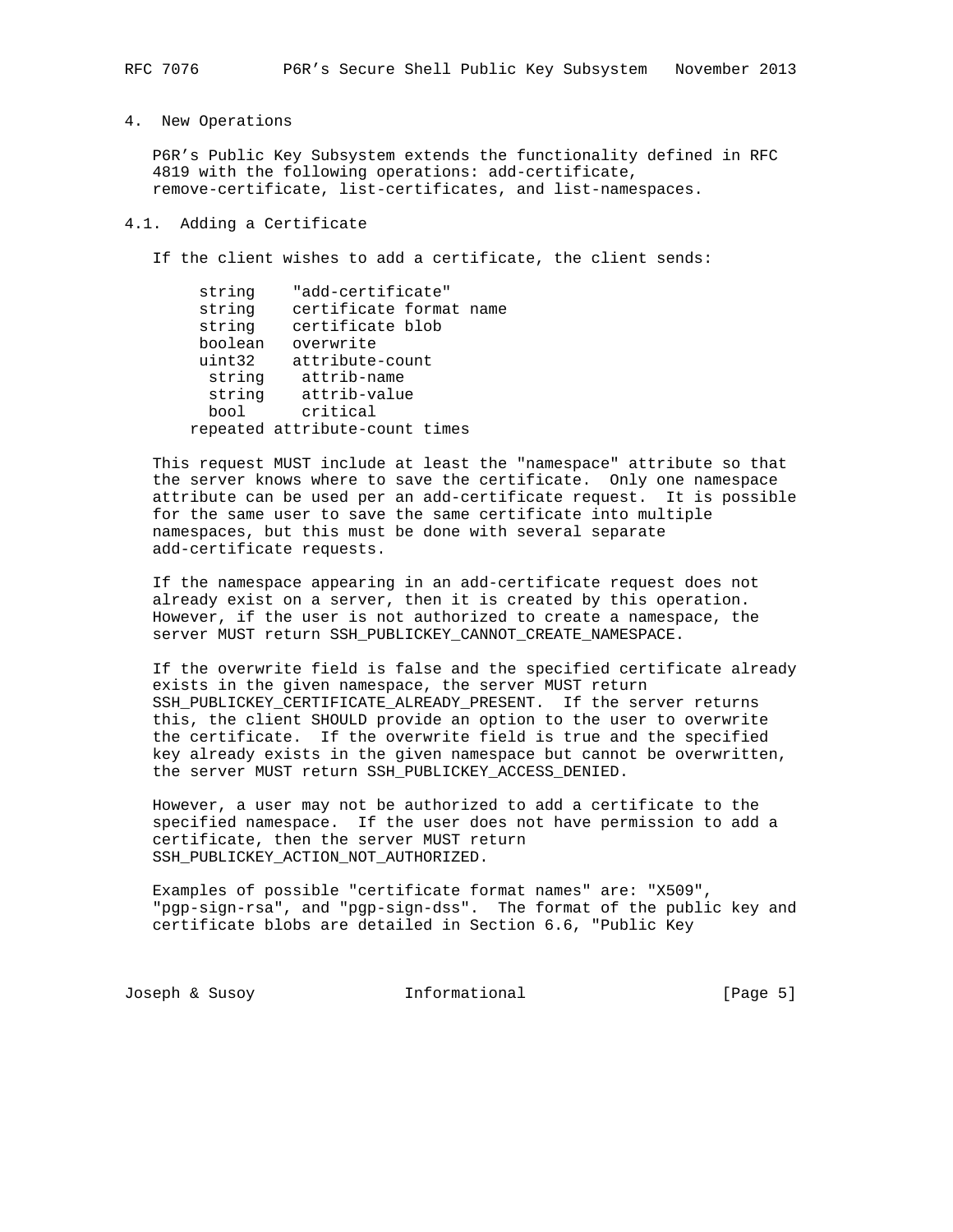## 4. New Operations

P6R's Public Key Subsystem extends the functionality defined in RFC 4819 with the following operations: add-certificate, remove-certificate, list-certificates, and list-namespaces.

### 4.1. Adding a Certificate

If the client wishes to add a certificate, the client sends:

```
     string    "add-certificate"
     string    certificate format name
     string    certificate blob
     boolean   overwrite
     uint32    attribute-count
      string    attrib-name
      string    attrib-value
      bool      critical
    repeated attribute-count times
```

This request MUST include at least the "namespace" attribute so that the server knows where to save the certificate. Only one namespace attribute can be used per an add-certificate request. It is possible for the same user to save the same certificate into multiple namespaces, but this must be done with several separate add-certificate requests.

If the namespace appearing in an add-certificate request does not already exist on a server, then it is created by this operation. However, if the user is not authorized to create a namespace, the server MUST return SSH_PUBLICKEY_CANNOT_CREATE_NAMESPACE.

If the overwrite field is false and the specified certificate already exists in the given namespace, the server MUST return SSH_PUBLICKEY_CERTIFICATE_ALREADY_PRESENT. If the server returns this, the client SHOULD provide an option to the user to overwrite the certificate. If the overwrite field is true and the specified key already exists in the given namespace but cannot be overwritten, the server MUST return SSH_PUBLICKEY_ACCESS_DENIED.

However, a user may not be authorized to add a certificate to the specified namespace. If the user does not have permission to add a certificate, then the server MUST return SSH_PUBLICKEY_ACTION_NOT_AUTHORIZED.

Examples of possible "certificate format names" are: "X509", "pgp-sign-rsa", and "pgp-sign-dss". The format of the public key and certificate blobs are detailed in Section 6.6, "Public Key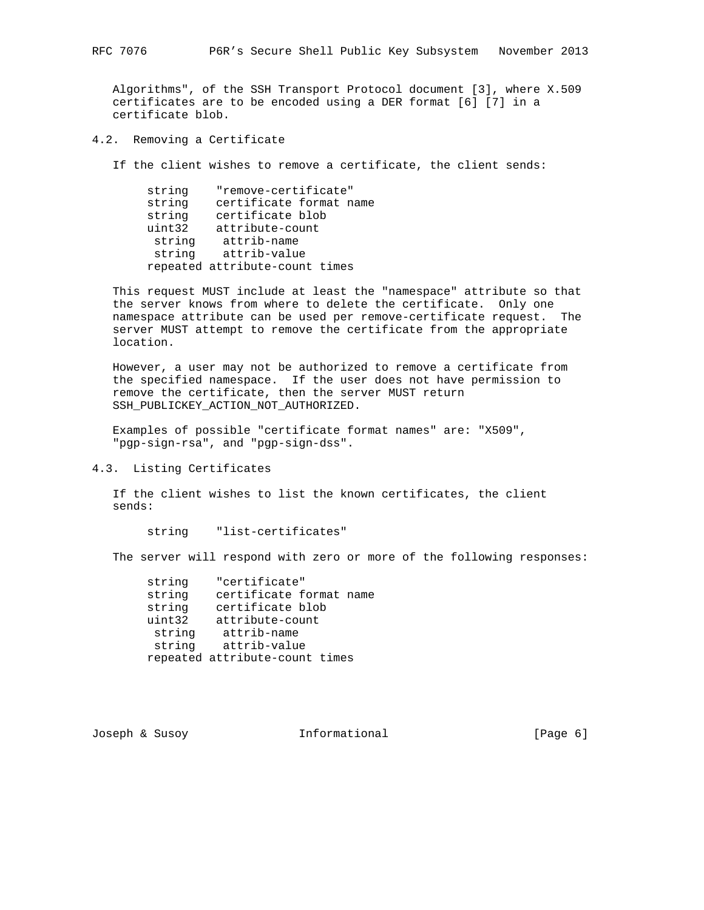Algorithms", of the SSH Transport Protocol document [3], where X.509 certificates are to be encoded using a DER format [6] [7] in a certificate blob.

### 4.2. Removing a Certificate

If the client wishes to remove a certificate, the client sends:

```
string    "remove-certificate"
string    certificate format name
string    certificate blob
uint32    attribute-count
 string    attrib-name
 string    attrib-value
repeated attribute-count times
```

This request MUST include at least the "namespace" attribute so that the server knows from where to delete the certificate. Only one namespace attribute can be used per remove-certificate request. The server MUST attempt to remove the certificate from the appropriate location.

However, a user may not be authorized to remove a certificate from the specified namespace. If the user does not have permission to remove the certificate, then the server MUST return SSH_PUBLICKEY_ACTION_NOT_AUTHORIZED.

Examples of possible "certificate format names" are: "X509", "pgp-sign-rsa", and "pgp-sign-dss".

### 4.3. Listing Certificates

If the client wishes to list the known certificates, the client sends:

```
string    "list-certificates"
```

The server will respond with zero or more of the following responses:

```
string    "certificate"
string    certificate format name
string    certificate blob
uint32    attribute-count
 string    attrib-name
 string    attrib-value
repeated attribute-count times
```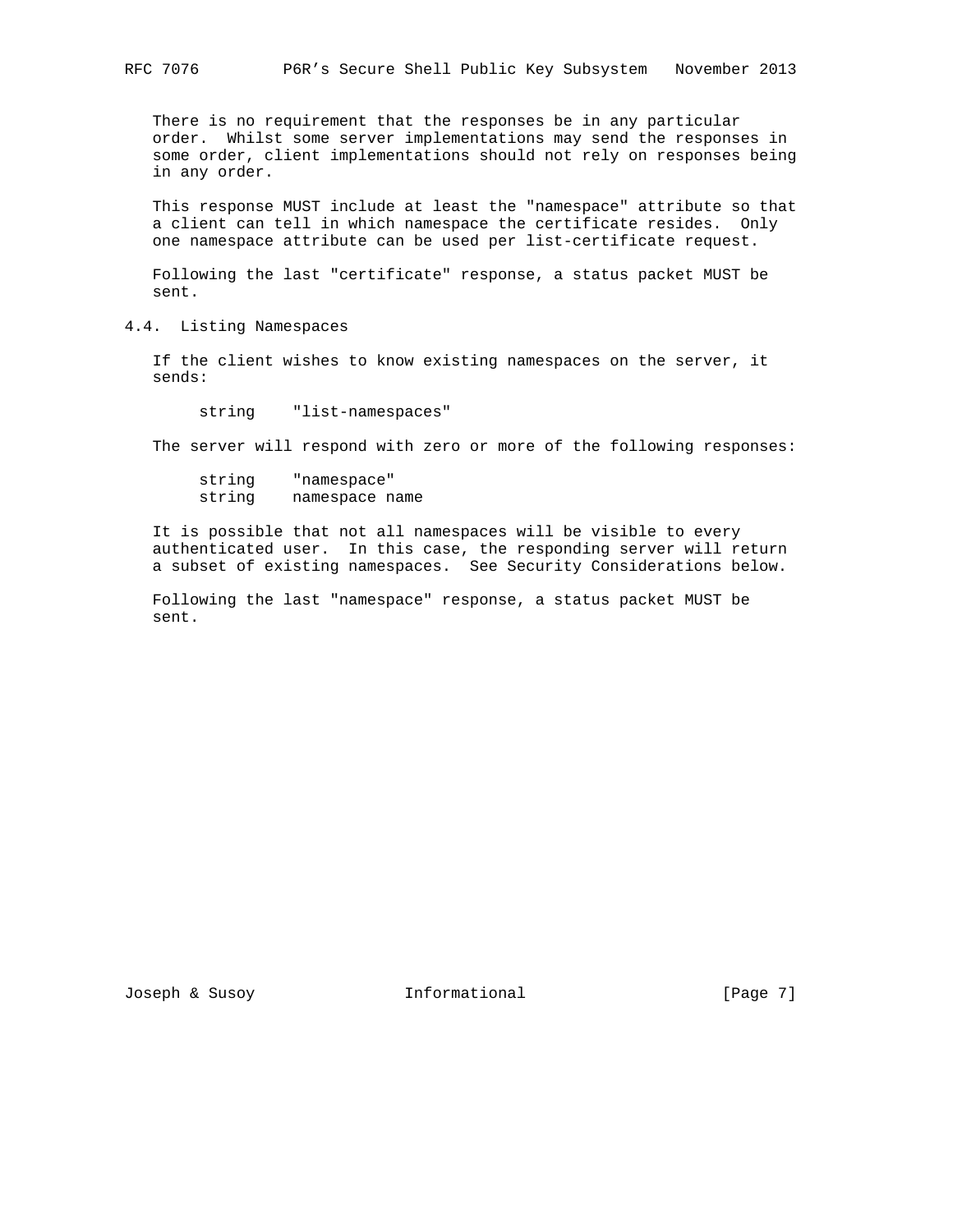There is no requirement that the responses be in any particular order. Whilst some server implementations may send the responses in some order, client implementations should not rely on responses being in any order.

This response MUST include at least the "namespace" attribute so that a client can tell in which namespace the certificate resides. Only one namespace attribute can be used per list-certificate request.

Following the last "certificate" response, a status packet MUST be sent.

### 4.4. Listing Namespaces

If the client wishes to know existing namespaces on the server, it sends:

```
string    "list-namespaces"
```

The server will respond with zero or more of the following responses:

```
string    "namespace"
string    namespace name
```

It is possible that not all namespaces will be visible to every authenticated user. In this case, the responding server will return a subset of existing namespaces. See Security Considerations below.

Following the last "namespace" response, a status packet MUST be sent.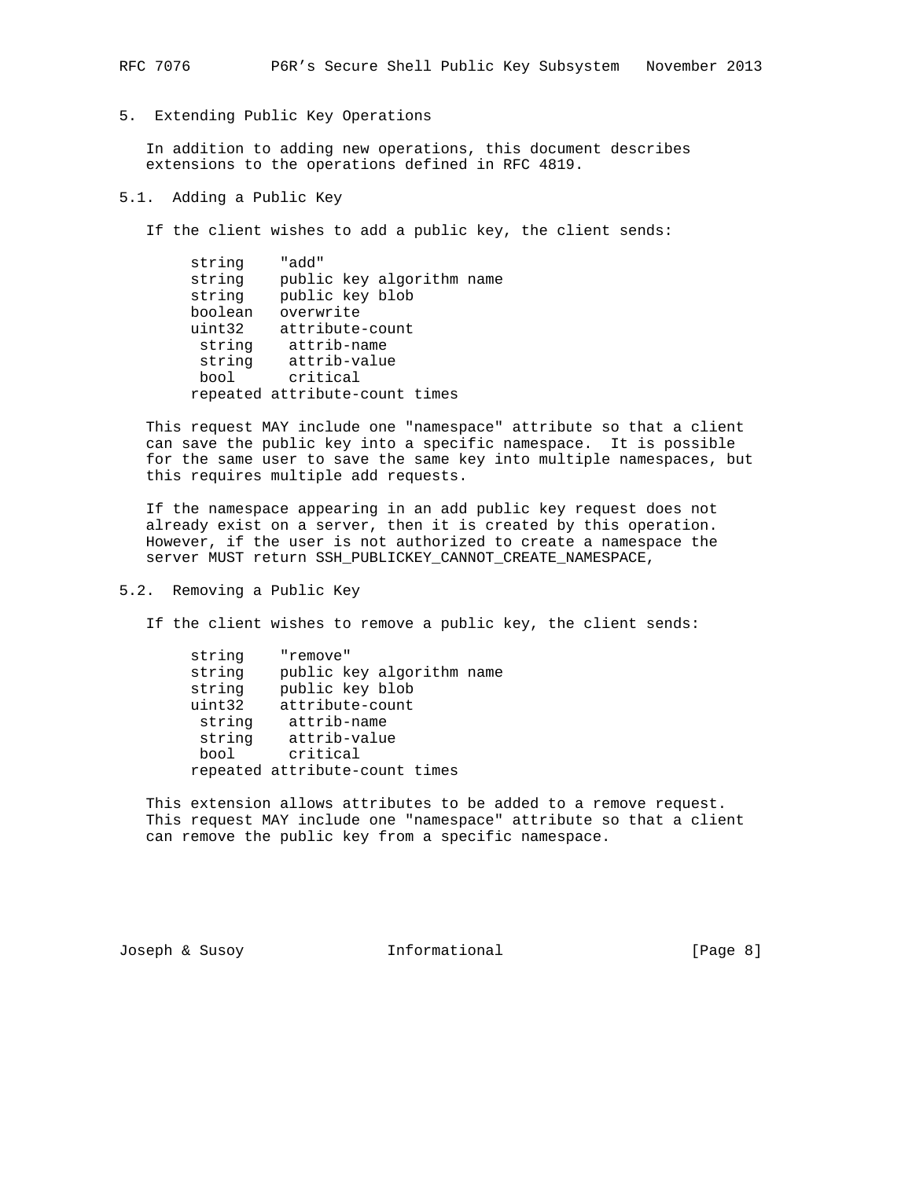## 5. Extending Public Key Operations

In addition to adding new operations, this document describes extensions to the operations defined in RFC 4819.

### 5.1. Adding a Public Key

If the client wishes to add a public key, the client sends:

```
string    "add"
string    public key algorithm name
string    public key blob
boolean   overwrite
uint32    attribute-count
 string    attrib-name
 string    attrib-value
 bool      critical
repeated attribute-count times
```

This request MAY include one "namespace" attribute so that a client can save the public key into a specific namespace. It is possible for the same user to save the same key into multiple namespaces, but this requires multiple add requests.

If the namespace appearing in an add public key request does not already exist on a server, then it is created by this operation. However, if the user is not authorized to create a namespace the server MUST return SSH_PUBLICKEY_CANNOT_CREATE_NAMESPACE,

### 5.2. Removing a Public Key

If the client wishes to remove a public key, the client sends:

```
string    "remove"
string    public key algorithm name
string    public key blob
uint32    attribute-count
 string    attrib-name
 string    attrib-value
 bool      critical
repeated attribute-count times
```

This extension allows attributes to be added to a remove request. This request MAY include one "namespace" attribute so that a client can remove the public key from a specific namespace.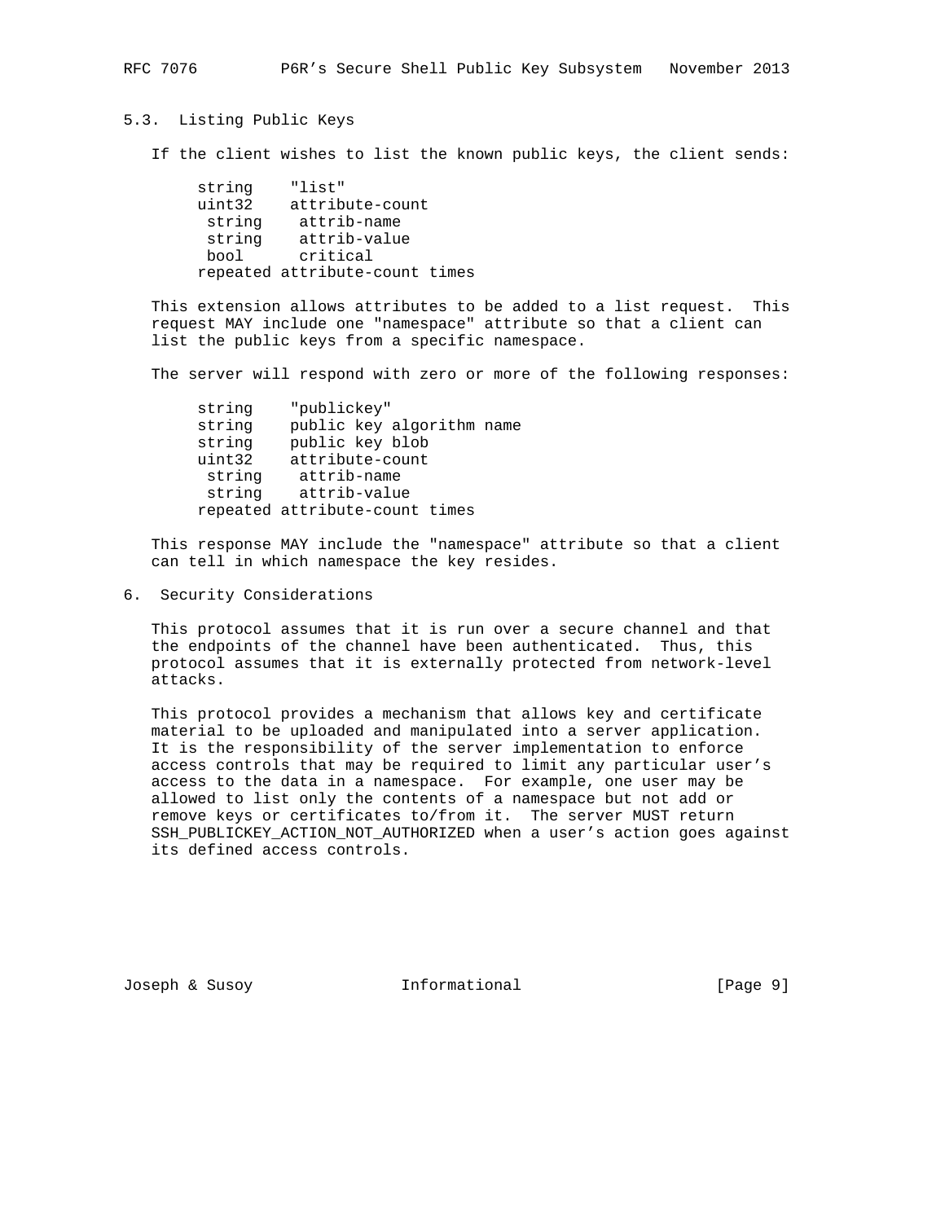## 5.3. Listing Public Keys

If the client wishes to list the known public keys, the client sends:

```
string    "list"
uint32    attribute-count
 string    attrib-name
 string    attrib-value
 bool      critical
repeated attribute-count times
```

This extension allows attributes to be added to a list request. This request MAY include one "namespace" attribute so that a client can list the public keys from a specific namespace.

The server will respond with zero or more of the following responses:

```
string    "publickey"
string    public key algorithm name
string    public key blob
uint32    attribute-count
 string    attrib-name
 string    attrib-value
repeated attribute-count times
```

This response MAY include the "namespace" attribute so that a client can tell in which namespace the key resides.

# 6. Security Considerations

This protocol assumes that it is run over a secure channel and that the endpoints of the channel have been authenticated. Thus, this protocol assumes that it is externally protected from network-level attacks.

This protocol provides a mechanism that allows key and certificate material to be uploaded and manipulated into a server application. It is the responsibility of the server implementation to enforce access controls that may be required to limit any particular user's access to the data in a namespace. For example, one user may be allowed to list only the contents of a namespace but not add or remove keys or certificates to/from it. The server MUST return SSH_PUBLICKEY_ACTION_NOT_AUTHORIZED when a user's action goes against its defined access controls.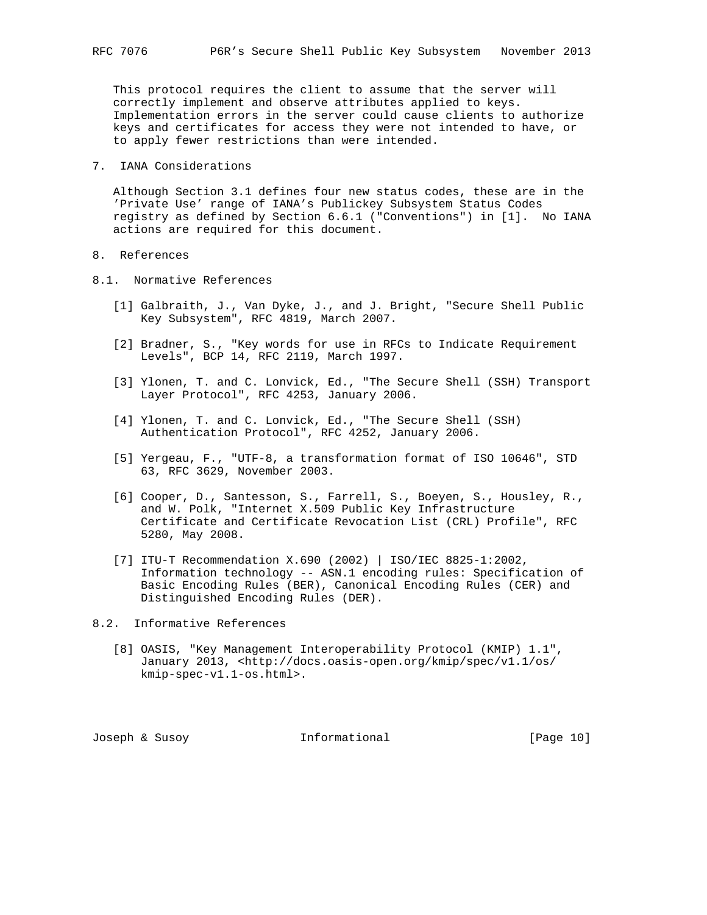This protocol requires the client to assume that the server will correctly implement and observe attributes applied to keys. Implementation errors in the server could cause clients to authorize keys and certificates for access they were not intended to have, or to apply fewer restrictions than were intended.

## 7. IANA Considerations

Although Section 3.1 defines four new status codes, these are in the 'Private Use' range of IANA's Publickey Subsystem Status Codes registry as defined by Section 6.6.1 ("Conventions") in [1]. No IANA actions are required for this document.

## 8. References

### 8.1. Normative References

[1] Galbraith, J., Van Dyke, J., and J. Bright, "Secure Shell Public Key Subsystem", RFC 4819, March 2007.

[2] Bradner, S., "Key words for use in RFCs to Indicate Requirement Levels", BCP 14, RFC 2119, March 1997.

[3] Ylonen, T. and C. Lonvick, Ed., "The Secure Shell (SSH) Transport Layer Protocol", RFC 4253, January 2006.

[4] Ylonen, T. and C. Lonvick, Ed., "The Secure Shell (SSH) Authentication Protocol", RFC 4252, January 2006.

[5] Yergeau, F., "UTF-8, a transformation format of ISO 10646", STD 63, RFC 3629, November 2003.

[6] Cooper, D., Santesson, S., Farrell, S., Boeyen, S., Housley, R., and W. Polk, "Internet X.509 Public Key Infrastructure Certificate and Certificate Revocation List (CRL) Profile", RFC 5280, May 2008.

[7] ITU-T Recommendation X.690 (2002) | ISO/IEC 8825-1:2002, Information technology -- ASN.1 encoding rules: Specification of Basic Encoding Rules (BER), Canonical Encoding Rules (CER) and Distinguished Encoding Rules (DER).

### 8.2. Informative References

[8] OASIS, "Key Management Interoperability Protocol (KMIP) 1.1", January 2013, <http://docs.oasis-open.org/kmip/spec/v1.1/os/kmip-spec-v1.1-os.html>.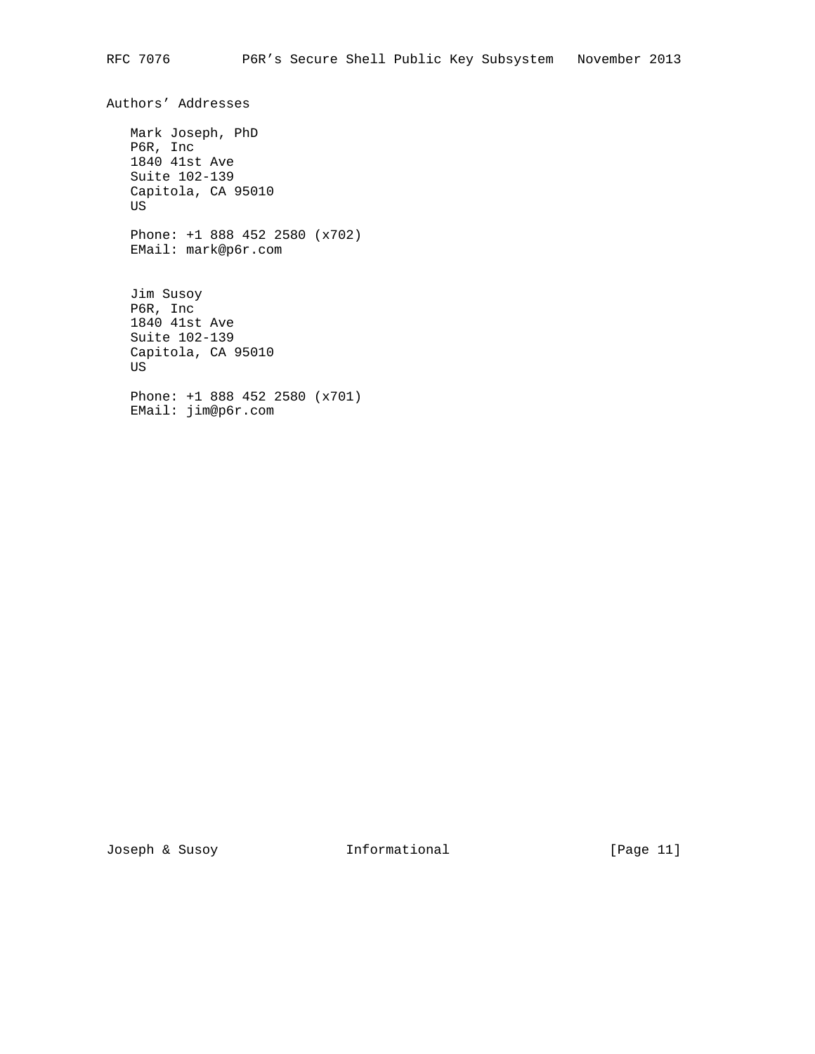## Authors' Addresses

Mark Joseph, PhD
P6R, Inc
1840 41st Ave
Suite 102-139
Capitola, CA 95010
US

Phone: +1 888 452 2580 (x702)
EMail: mark@p6r.com

Jim Susoy
P6R, Inc
1840 41st Ave
Suite 102-139
Capitola, CA 95010
US

Phone: +1 888 452 2580 (x701)
EMail: jim@p6r.com